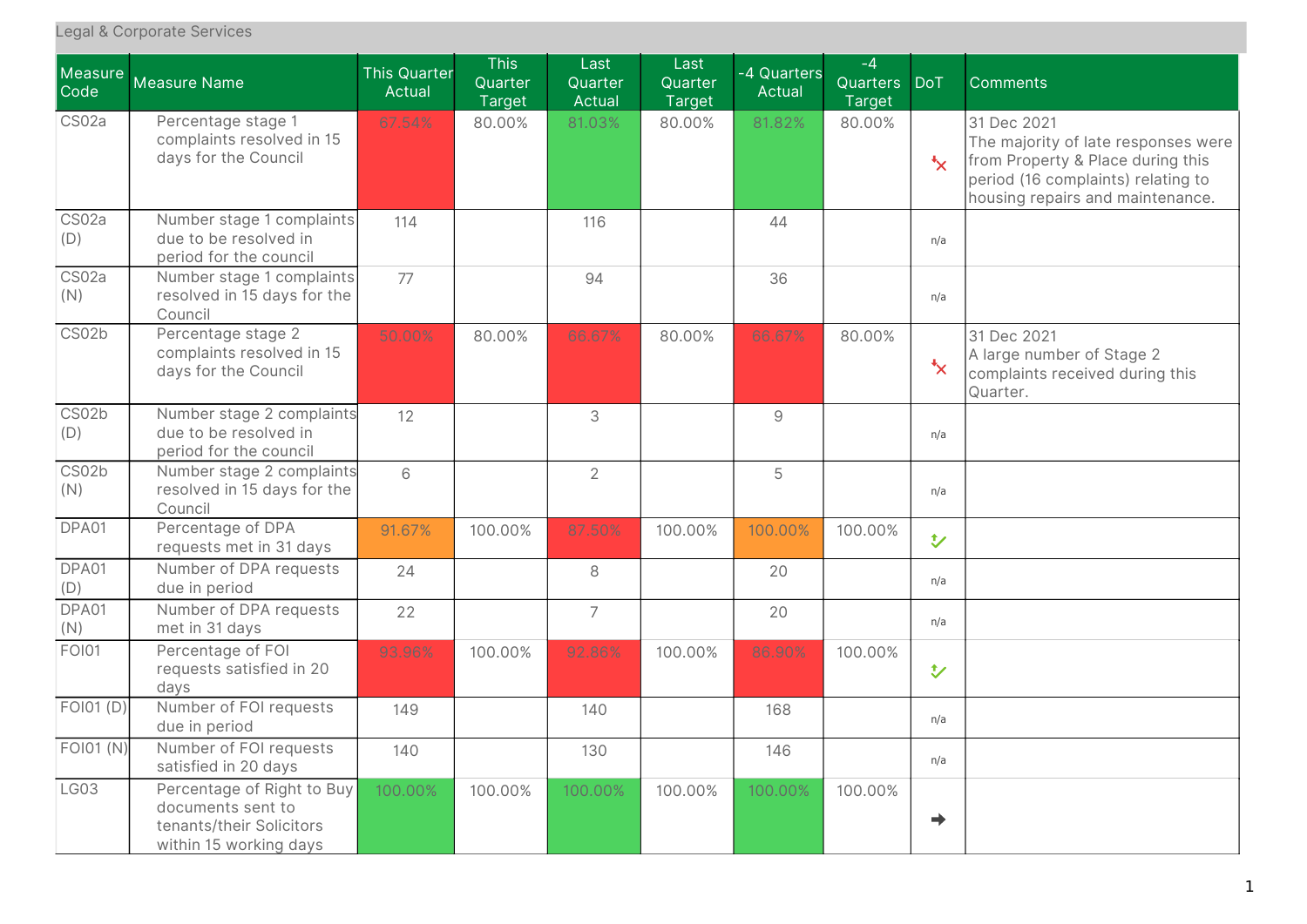Legal & Corporate Services

| Measure Code | Measure Name | This Quarter Actual | This Quarter Target | Last Quarter Actual | Last Quarter Target | -4 Quarters Actual | -4 Quarters Target | DoT | Comments |
|---|---|---|---|---|---|---|---|---|---|
| CS02a | Percentage stage 1 complaints resolved in 15 days for the Council | 67.54% | 80.00% | 81.03% | 80.00% | 81.82% | 80.00% | ✗ | 31 Dec 2021 The majority of late responses were from Property & Place during this period (16 complaints) relating to housing repairs and maintenance. |
| CS02a (D) | Number stage 1 complaints due to be resolved in period for the council | 114 | | 116 | | 44 | | n/a | |
| CS02a (N) | Number stage 1 complaints resolved in 15 days for the Council | 77 | | 94 | | 36 | | n/a | |
| CS02b | Percentage stage 2 complaints resolved in 15 days for the Council | 50.00% | 80.00% | 66.67% | 80.00% | 66.67% | 80.00% | ✗ | 31 Dec 2021 A large number of Stage 2 complaints received during this Quarter. |
| CS02b (D) | Number stage 2 complaints due to be resolved in period for the council | 12 | | 3 | | 9 | | n/a | |
| CS02b (N) | Number stage 2 complaints resolved in 15 days for the Council | 6 | | 2 | | 5 | | n/a | |
| DPA01 | Percentage of DPA requests met in 31 days | 91.67% | 100.00% | 87.50% | 100.00% | 100.00% | 100.00% | ✓ | |
| DPA01 (D) | Number of DPA requests due in period | 24 | | 8 | | 20 | | n/a | |
| DPA01 (N) | Number of DPA requests met in 31 days | 22 | | 7 | | 20 | | n/a | |
| FOI01 | Percentage of FOI requests satisfied in 20 days | 93.96% | 100.00% | 92.86% | 100.00% | 86.90% | 100.00% | ✓ | |
| FOI01 (D) | Number of FOI requests due in period | 149 | | 140 | | 168 | | n/a | |
| FOI01 (N) | Number of FOI requests satisfied in 20 days | 140 | | 130 | | 146 | | n/a | |
| LG03 | Percentage of Right to Buy documents sent to tenants/their Solicitors within 15 working days | 100.00% | 100.00% | 100.00% | 100.00% | 100.00% | 100.00% | ➡ | |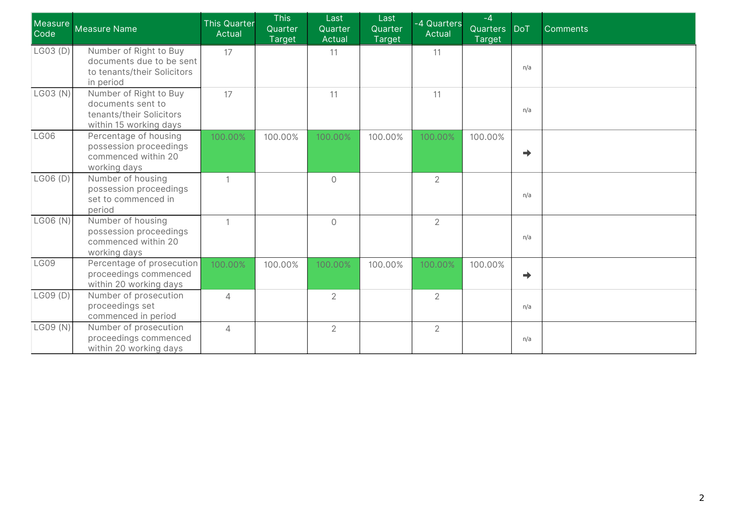| Measure Code | Measure Name | This Quarter Actual | This Quarter Target | Last Quarter Actual | Last Quarter Target | -4 Quarters Actual | -4 Quarters Target | DoT | Comments |
|---|---|---|---|---|---|---|---|---|---|
| LG03 (D) | Number of Right to Buy documents due to be sent to tenants/their Solicitors in period | 17 | | 11 | | 11 | | n/a | |
| LG03 (N) | Number of Right to Buy documents sent to tenants/their Solicitors within 15 working days | 17 | | 11 | | 11 | | n/a | |
| LG06 | Percentage of housing possession proceedings commenced within 20 working days | 100.00% | 100.00% | 100.00% | 100.00% | 100.00% | 100.00% | ➡ | |
| LG06 (D) | Number of housing possession proceedings set to commenced in period | 1 | | 0 | | 2 | | n/a | |
| LG06 (N) | Number of housing possession proceedings commenced within 20 working days | 1 | | 0 | | 2 | | n/a | |
| LG09 | Percentage of prosecution proceedings commenced within 20 working days | 100.00% | 100.00% | 100.00% | 100.00% | 100.00% | 100.00% | ➡ | |
| LG09 (D) | Number of prosecution proceedings set commenced in period | 4 | | 2 | | 2 | | n/a | |
| LG09 (N) | Number of prosecution proceedings commenced within 20 working days | 4 | | 2 | | 2 | | n/a | |